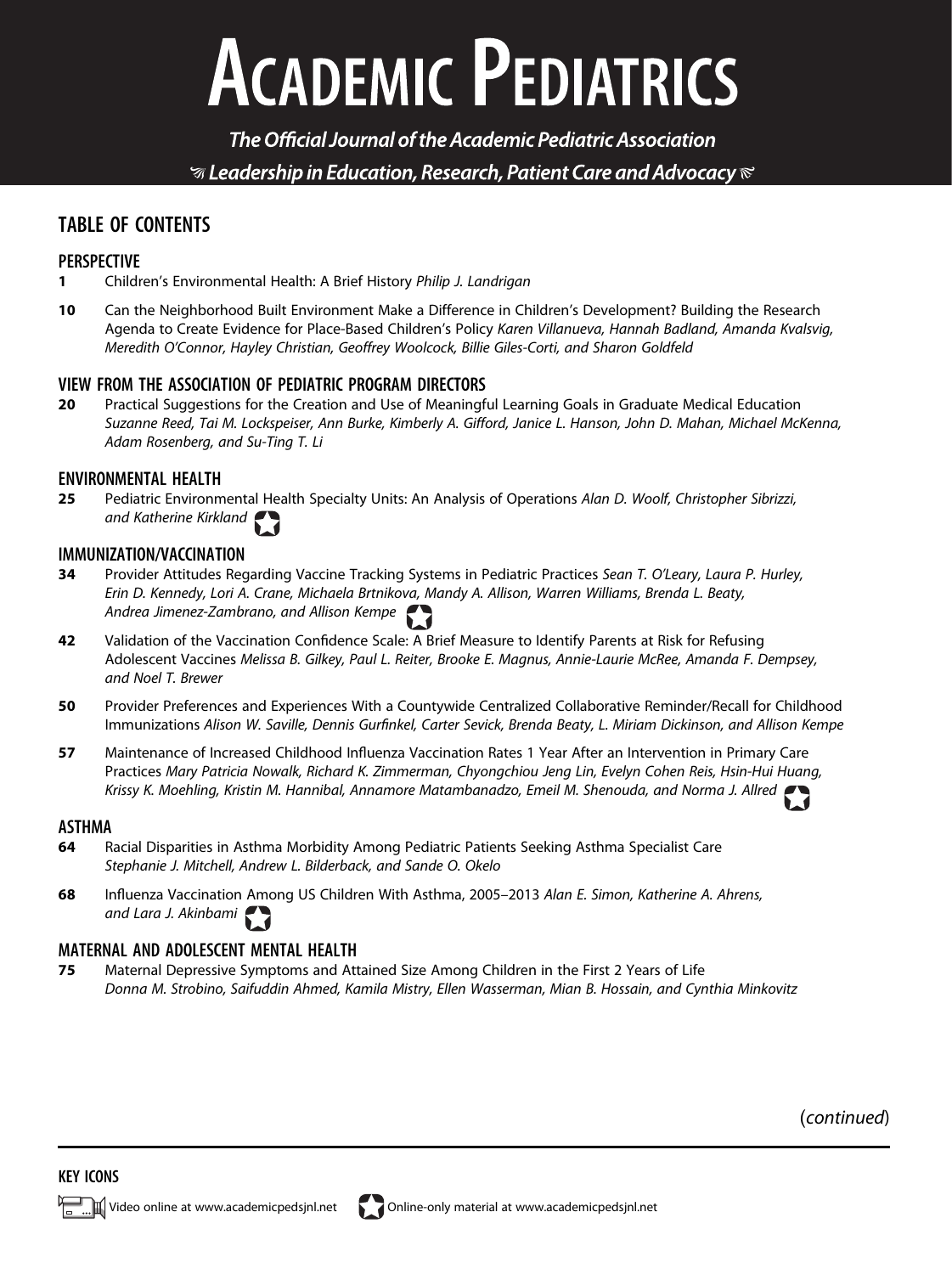# ACADEMIC PEDIATRICS

***The Official Journal of the Academic Pediatric Association***

***Leadership in Education, Research, Patient Care and Advocacy***

## TABLE OF CONTENTS

### PERSPECTIVE

**1** Children's Environmental Health: A Brief History *Philip J. Landrigan*

**10** Can the Neighborhood Built Environment Make a Difference in Children's Development? Building the Research Agenda to Create Evidence for Place-Based Children's Policy *Karen Villanueva, Hannah Badland, Amanda Kvalsvig, Meredith O'Connor, Hayley Christian, Geoffrey Woolcock, Billie Giles-Corti, and Sharon Goldfeld*

### VIEW FROM THE ASSOCIATION OF PEDIATRIC PROGRAM DIRECTORS

**20** Practical Suggestions for the Creation and Use of Meaningful Learning Goals in Graduate Medical Education *Suzanne Reed, Tai M. Lockspeiser, Ann Burke, Kimberly A. Gifford, Janice L. Hanson, John D. Mahan, Michael McKenna, Adam Rosenberg, and Su-Ting T. Li*

### ENVIRONMENTAL HEALTH

**25** Pediatric Environmental Health Specialty Units: An Analysis of Operations *Alan D. Woolf, Christopher Sibrizzi, and Katherine Kirkland*

### IMMUNIZATION/VACCINATION

**34** Provider Attitudes Regarding Vaccine Tracking Systems in Pediatric Practices *Sean T. O'Leary, Laura P. Hurley, Erin D. Kennedy, Lori A. Crane, Michaela Brtnikova, Mandy A. Allison, Warren Williams, Brenda L. Beaty, Andrea Jimenez-Zambrano, and Allison Kempe*

**42** Validation of the Vaccination Confidence Scale: A Brief Measure to Identify Parents at Risk for Refusing Adolescent Vaccines *Melissa B. Gilkey, Paul L. Reiter, Brooke E. Magnus, Annie-Laurie McRee, Amanda F. Dempsey, and Noel T. Brewer*

**50** Provider Preferences and Experiences With a Countywide Centralized Collaborative Reminder/Recall for Childhood Immunizations *Alison W. Saville, Dennis Gurfinkel, Carter Sevick, Brenda Beaty, L. Miriam Dickinson, and Allison Kempe*

**57** Maintenance of Increased Childhood Influenza Vaccination Rates 1 Year After an Intervention in Primary Care Practices *Mary Patricia Nowalk, Richard K. Zimmerman, Chyongchiou Jeng Lin, Evelyn Cohen Reis, Hsin-Hui Huang, Krissy K. Moehling, Kristin M. Hannibal, Annamore Matambanadzo, Emeil M. Shenouda, and Norma J. Allred*

### ASTHMA

**64** Racial Disparities in Asthma Morbidity Among Pediatric Patients Seeking Asthma Specialist Care *Stephanie J. Mitchell, Andrew L. Bilderback, and Sande O. Okelo*

**68** Influenza Vaccination Among US Children With Asthma, 2005–2013 *Alan E. Simon, Katherine A. Ahrens, and Lara J. Akinbami*

### MATERNAL AND ADOLESCENT MENTAL HEALTH

**75** Maternal Depressive Symptoms and Attained Size Among Children in the First 2 Years of Life *Donna M. Strobino, Saifuddin Ahmed, Kamila Mistry, Ellen Wasserman, Mian B. Hossain, and Cynthia Minkovitz*

(*continued*)

**KEY ICONS**

Video online at www.academicpedsjnl.net

Online-only material at www.academicpedsjnl.net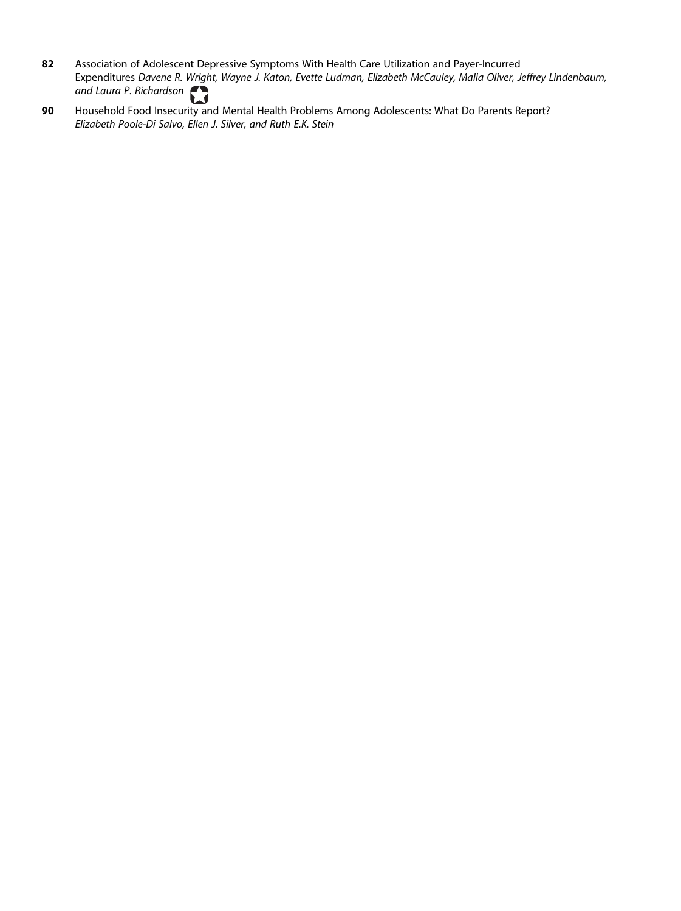**82** Association of Adolescent Depressive Symptoms With Health Care Utilization and Payer-Incurred Expenditures *Davene R. Wright, Wayne J. Katon, Evette Ludman, Elizabeth McCauley, Malia Oliver, Jeffrey Lindenbaum, and Laura P. Richardson*

**90** Household Food Insecurity and Mental Health Problems Among Adolescents: What Do Parents Report? *Elizabeth Poole-Di Salvo, Ellen J. Silver, and Ruth E.K. Stein*